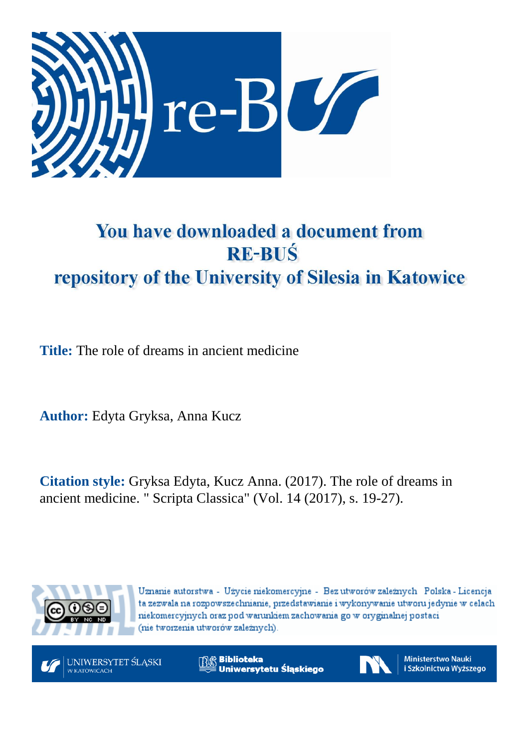# You have downloaded a document from RE-BUŚ repository of the University of Silesia in Katowice

**Title:** The role of dreams in ancient medicine

**Author:** Edyta Gryksa, Anna Kucz

**Citation style:** Gryksa Edyta, Kucz Anna. (2017). The role of dreams in ancient medicine. " Scripta Classica" (Vol. 14 (2017), s. 19-27).

Uznanie autorstwa - Użycie niekomercyjne - Bez utworów zależnych Polska - Licencja ta zezwala na rozpowszechnianie, przedstawianie i wykonywanie utworu jedynie w celach niekomercyjnych oraz pod warunkiem zachowania go w oryginalnej postaci (nie tworzenia utworów zależnych).

UNIWERSYTET ŚLĄSKI W KATOWICACH

Biblioteka Uniwersytetu Śląskiego

Ministerstwo Nauki i Szkolnictwa Wyższego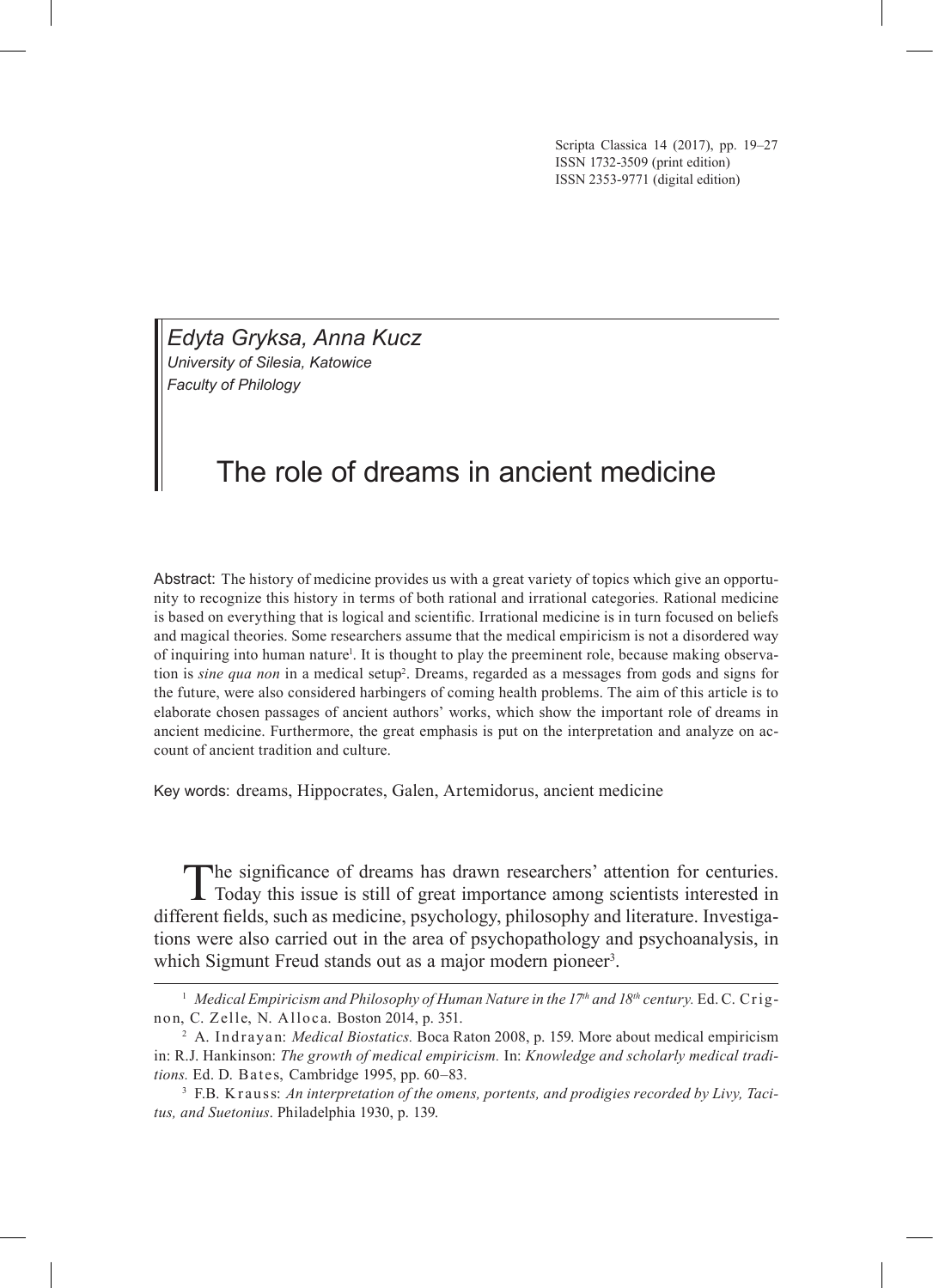Edyta Gryksa, Anna Kucz

*University of Silesia, Katowice*
*Faculty of Philology*

# The role of dreams in ancient medicine

Abstract: The history of medicine provides us with a great variety of topics which give an opportunity to recognize this history in terms of both rational and irrational categories. Rational medicine is based on everything that is logical and scientific. Irrational medicine is in turn focused on beliefs and magical theories. Some researchers assume that the medical empiricism is not a disordered way of inquiring into human nature[1]. It is thought to play the preeminent role, because making observation is *sine qua non* in a medical setup[2]. Dreams, regarded as a messages from gods and signs for the future, were also considered harbingers of coming health problems. The aim of this article is to elaborate chosen passages of ancient authors' works, which show the important role of dreams in ancient medicine. Furthermore, the great emphasis is put on the interpretation and analyze on account of ancient tradition and culture.

Key words: dreams, Hippocrates, Galen, Artemidorus, ancient medicine

The significance of dreams has drawn researchers' attention for centuries. Today this issue is still of great importance among scientists interested in different fields, such as medicine, psychology, philosophy and literature. Investigations were also carried out in the area of psychopathology and psychoanalysis, in which Sigmunt Freud stands out as a major modern pioneer[3].

---

[1] *Medical Empiricism and Philosophy of Human Nature in the 17th and 18th century.* Ed. C. Crignon, C. Zelle, N. Alloca. Boston 2014, p. 351.

[2] A. Indrayan: *Medical Biostatics.* Boca Raton 2008, p. 159. More about medical empiricism in: R.J. Hankinson: *The growth of medical empiricism.* In: *Knowledge and scholarly medical traditions.* Ed. D. Bates, Cambridge 1995, pp. 60–83.

[3] F.B. Krauss: *An interpretation of the omens, portents, and prodigies recorded by Livy, Tacitus, and Suetonius*. Philadelphia 1930, p. 139.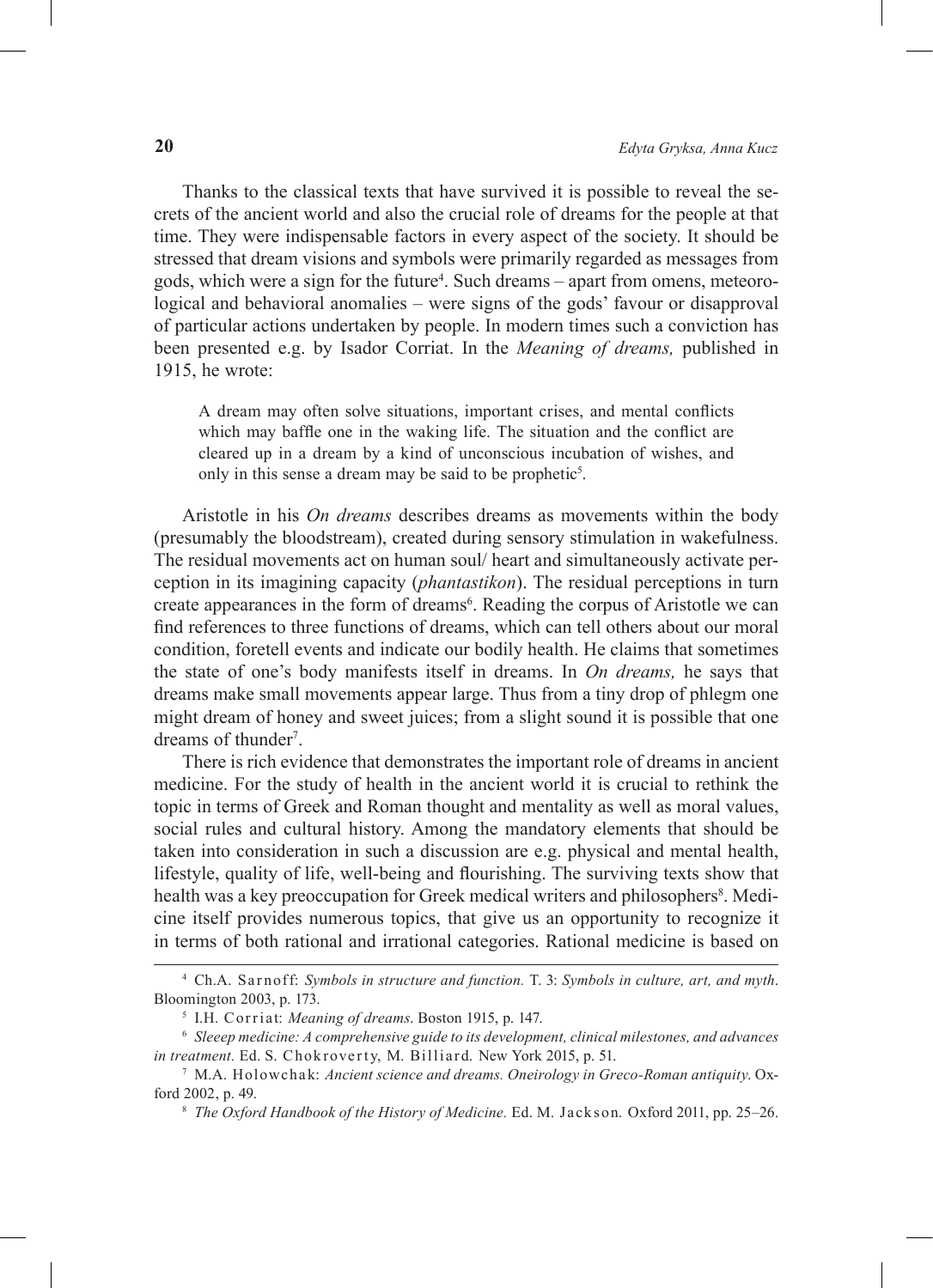Thanks to the classical texts that have survived it is possible to reveal the secrets of the ancient world and also the crucial role of dreams for the people at that time. They were indispensable factors in every aspect of the society. It should be stressed that dream visions and symbols were primarily regarded as messages from gods, which were a sign for the future[4]. Such dreams – apart from omens, meteorological and behavioral anomalies – were signs of the gods' favour or disapproval of particular actions undertaken by people. In modern times such a conviction has been presented e.g. by Isador Corriat. In the *Meaning of dreams,* published in 1915, he wrote:

> A dream may often solve situations, important crises, and mental conflicts which may baffle one in the waking life. The situation and the conflict are cleared up in a dream by a kind of unconscious incubation of wishes, and only in this sense a dream may be said to be prophetic[5].

Aristotle in his *On dreams* describes dreams as movements within the body (presumably the bloodstream), created during sensory stimulation in wakefulness. The residual movements act on human soul/ heart and simultaneously activate perception in its imagining capacity (*phantastikon*). The residual perceptions in turn create appearances in the form of dreams[6]. Reading the corpus of Aristotle we can find references to three functions of dreams, which can tell others about our moral condition, foretell events and indicate our bodily health. He claims that sometimes the state of one's body manifests itself in dreams. In *On dreams,* he says that dreams make small movements appear large. Thus from a tiny drop of phlegm one might dream of honey and sweet juices; from a slight sound it is possible that one dreams of thunder[7].

There is rich evidence that demonstrates the important role of dreams in ancient medicine. For the study of health in the ancient world it is crucial to rethink the topic in terms of Greek and Roman thought and mentality as well as moral values, social rules and cultural history. Among the mandatory elements that should be taken into consideration in such a discussion are e.g. physical and mental health, lifestyle, quality of life, well-being and flourishing. The surviving texts show that health was a key preoccupation for Greek medical writers and philosophers[8]. Medicine itself provides numerous topics, that give us an opportunity to recognize it in terms of both rational and irrational categories. Rational medicine is based on

---

[4] Ch.A. Sarnoff: *Symbols in structure and function.* T. 3: *Symbols in culture, art, and myth*. Bloomington 2003, p. 173.

[5] I.H. Corriat: *Meaning of dreams*. Boston 1915, p. 147.

[6] *Sleeep medicine: A comprehensive guide to its development, clinical milestones, and advances in treatment.* Ed. S. Chokroverty, M. Billiard. New York 2015, p. 51.

[7] M.A. Holowchak: *Ancient science and dreams. Oneirology in Greco-Roman antiquity*. Oxford 2002, p. 49.

[8] *The Oxford Handbook of the History of Medicine.* Ed. M. Jackson. Oxford 2011, pp. 25–26.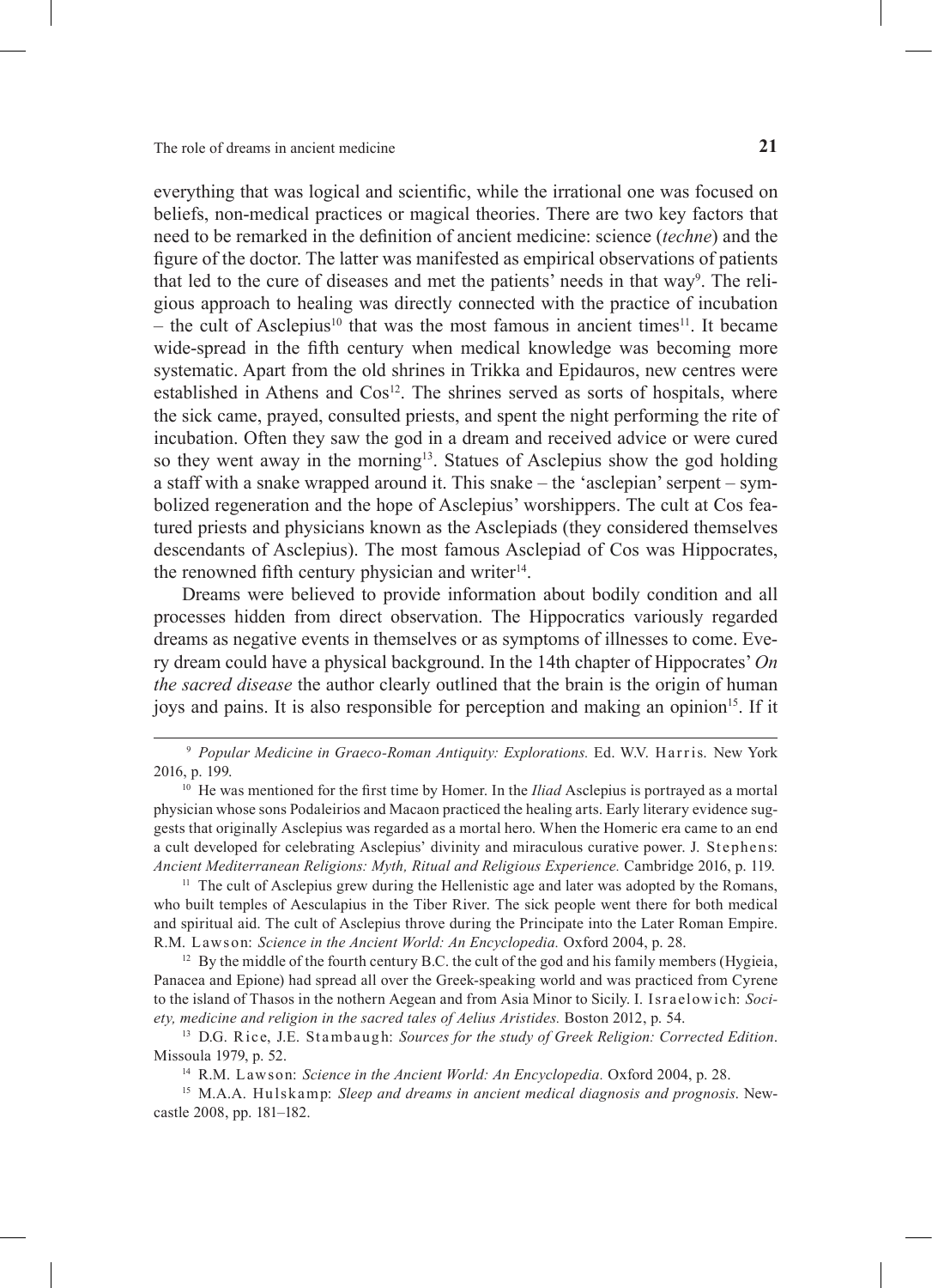everything that was logical and scientific, while the irrational one was focused on beliefs, non-medical practices or magical theories. There are two key factors that need to be remarked in the definition of ancient medicine: science (*techne*) and the figure of the doctor. The latter was manifested as empirical observations of patients that led to the cure of diseases and met the patients' needs in that way[9]. The religious approach to healing was directly connected with the practice of incubation – the cult of Asclepius[10] that was the most famous in ancient times[11]. It became wide-spread in the fifth century when medical knowledge was becoming more systematic. Apart from the old shrines in Trikka and Epidauros, new centres were established in Athens and Cos[12]. The shrines served as sorts of hospitals, where the sick came, prayed, consulted priests, and spent the night performing the rite of incubation. Often they saw the god in a dream and received advice or were cured so they went away in the morning[13]. Statues of Asclepius show the god holding a staff with a snake wrapped around it. This snake – the 'asclepian' serpent – symbolized regeneration and the hope of Asclepius' worshippers. The cult at Cos featured priests and physicians known as the Asclepiads (they considered themselves descendants of Asclepius). The most famous Asclepiad of Cos was Hippocrates, the renowned fifth century physician and writer[14].

Dreams were believed to provide information about bodily condition and all processes hidden from direct observation. The Hippocratics variously regarded dreams as negative events in themselves or as symptoms of illnesses to come. Every dream could have a physical background. In the 14th chapter of Hippocrates' *On the sacred disease* the author clearly outlined that the brain is the origin of human joys and pains. It is also responsible for perception and making an opinion[15]. If it

---

[9] *Popular Medicine in Graeco-Roman Antiquity: Explorations.* Ed. W.V. Harris. New York 2016, p. 199.

[10] He was mentioned for the first time by Homer. In the *Iliad* Asclepius is portrayed as a mortal physician whose sons Podaleirios and Macaon practiced the healing arts. Early literary evidence suggests that originally Asclepius was regarded as a mortal hero. When the Homeric era came to an end a cult developed for celebrating Asclepius' divinity and miraculous curative power. J. Stephens: *Ancient Mediterranean Religions: Myth, Ritual and Religious Experience.* Cambridge 2016, p. 119.

[11] The cult of Asclepius grew during the Hellenistic age and later was adopted by the Romans, who built temples of Aesculapius in the Tiber River. The sick people went there for both medical and spiritual aid. The cult of Asclepius throve during the Principate into the Later Roman Empire. R.M. Lawson: *Science in the Ancient World: An Encyclopedia.* Oxford 2004, p. 28.

[12] By the middle of the fourth century B.C. the cult of the god and his family members (Hygieia, Panacea and Epione) had spread all over the Greek-speaking world and was practiced from Cyrene to the island of Thasos in the nothern Aegean and from Asia Minor to Sicily. I. Israelowich: *Society, medicine and religion in the sacred tales of Aelius Aristides.* Boston 2012, p. 54.

[13] D.G. Rice, J.E. Stambaugh: *Sources for the study of Greek Religion: Corrected Edition*. Missoula 1979, p. 52.

[14] R.M. Lawson: *Science in the Ancient World: An Encyclopedia.* Oxford 2004, p. 28.

[15] M.A.A. Hulskamp: *Sleep and dreams in ancient medical diagnosis and prognosis*. Newcastle 2008, pp. 181–182.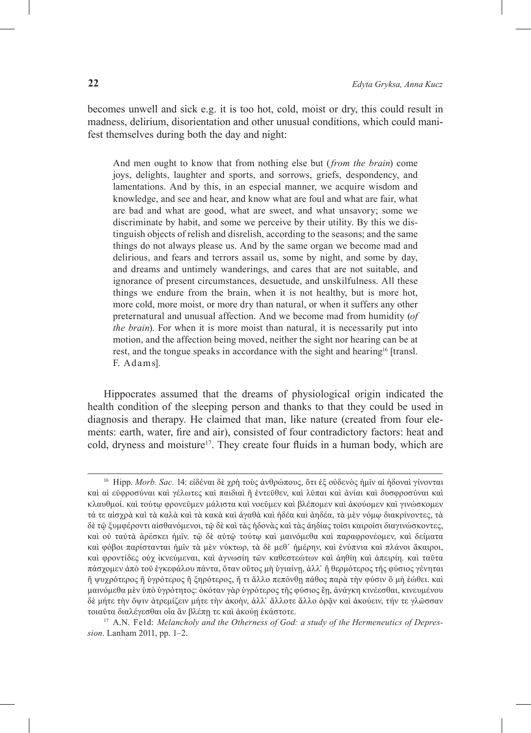becomes unwell and sick e.g. it is too hot, cold, moist or dry, this could result in madness, delirium, disorientation and other unusual conditions, which could manifest themselves during both the day and night:

> And men ought to know that from nothing else but (*from the brain*) come joys, delights, laughter and sports, and sorrows, griefs, despondency, and lamentations. And by this, in an especial manner, we acquire wisdom and knowledge, and see and hear, and know what are foul and what are fair, what are bad and what are good, what are sweet, and what unsavory; some we discriminate by habit, and some we perceive by their utility. By this we distinguish objects of relish and disrelish, according to the seasons; and the same things do not always please us. And by the same organ we become mad and delirious, and fears and terrors assail us, some by night, and some by day, and dreams and untimely wanderings, and cares that are not suitable, and ignorance of present circumstances, desuetude, and unskilfulness. All these things we endure from the brain, when it is not healthy, but is more hot, more cold, more moist, or more dry than natural, or when it suffers any other preternatural and unusual affection. And we become mad from humidity (*of the brain*). For when it is more moist than natural, it is necessarily put into motion, and the affection being moved, neither the sight nor hearing can be at rest, and the tongue speaks in accordance with the sight and hearing[16] [transl. F. Adams].

Hippocrates assumed that the dreams of physiological origin indicated the health condition of the sleeping person and thanks to that they could be used in diagnosis and therapy. He claimed that man, like nature (created from four elements: earth, water, fire and air), consisted of four contradictory factors: heat and cold, dryness and moisture[17]. They create four fluids in a human body, which are

---

[16] Hipp. *Morb. Sac.* 14: εἰδέναι δὲ χρὴ τοὺς ἀνθρώπους, ὅτι ἐξ οὐδενὸς ἡμῖν αἱ ἡδοναὶ γίνονται καὶ αἱ εὐφροσύναι καὶ γέλωτες καὶ παιδιαὶ ἢ ἐντεῦθεν, καὶ λῦπαι καὶ ἀνίαι καὶ δυσφροσύναι καὶ κλαυθμοί. καὶ τούτῳ φρονεῦμεν μάλιστα καὶ νοεῦμεν καὶ βλέπομεν καὶ ἀκούομεν καὶ γινώσκομεν τά τε αἰσχρὰ καὶ τὰ καλὰ καὶ τὰ κακὰ καὶ ἀγαθὰ καὶ ἡδέα καὶ ἀηδέα, τὰ μὲν νόμῳ διακρίνοντες, τὰ δὲ τῷ ξυμφέροντι αἰσθανόμενοι, τῷ δὲ καὶ τὰς ἡδονὰς καὶ τὰς ἀηδίας τοῖσι καιροῖσι διαγινώσκοντες, καὶ οὐ ταὐτὰ ἀρέσκει ἡμῖν. τῷ δὲ αὐτῷ τούτῳ καὶ μαινόμεθα καὶ παραφρονέομεν, καὶ δείματα καὶ φόβοι παρίστανται ἡμῖν τὰ μὲν νύκτωρ, τὰ δὲ μεθ᾽ ἡμέρην, καὶ ἐνύπνια καὶ πλάνοι ἄκαιροι, καὶ φροντίδες οὐχ ἱκνεύμεναι, καὶ ἀγνωσίη τῶν καθεστεώτων καὶ ἀηθίη καὶ ἀπειρίη. καὶ ταῦτα πάσχομεν ἀπὸ τοῦ ἐγκεφάλου πάντα, ὅταν οὗτος μὴ ὑγιαίνῃ, ἀλλ᾽ ἢ θερμότερος τῆς φύσιος γένηται ἢ ψυχρότερος ἢ ὑγρότερος ἢ ξηρότερος, ἤ τι ἄλλο πεπόνθῃ πάθος παρὰ τὴν φύσιν ὃ μὴ ἐώθει. καὶ μαινόμεθα μὲν ὑπὸ ὑγρότητος: ὁκόταν γὰρ ὑγρότερος τῆς φύσιος ἔῃ, ἀνάγκη κινέεσθαι, κινευμένου δὲ μήτε τὴν ὄψιν ἀτρεμίζειν μήτε τὴν ἀκοήν, ἀλλ᾽ ἄλλοτε ἄλλο ὁρᾶν καὶ ἀκούειν, τήν τε γλῶσσαν τοιαῦτα διαλέγεσθαι οἷα ἂν βλέπῃ τε καὶ ἀκούῃ ἑκάστοτε.

[17] A.N. Feld: *Melancholy and the Otherness of God: a study of the Hermeneutics of Depression*. Lanham 2011, pp. 1–2.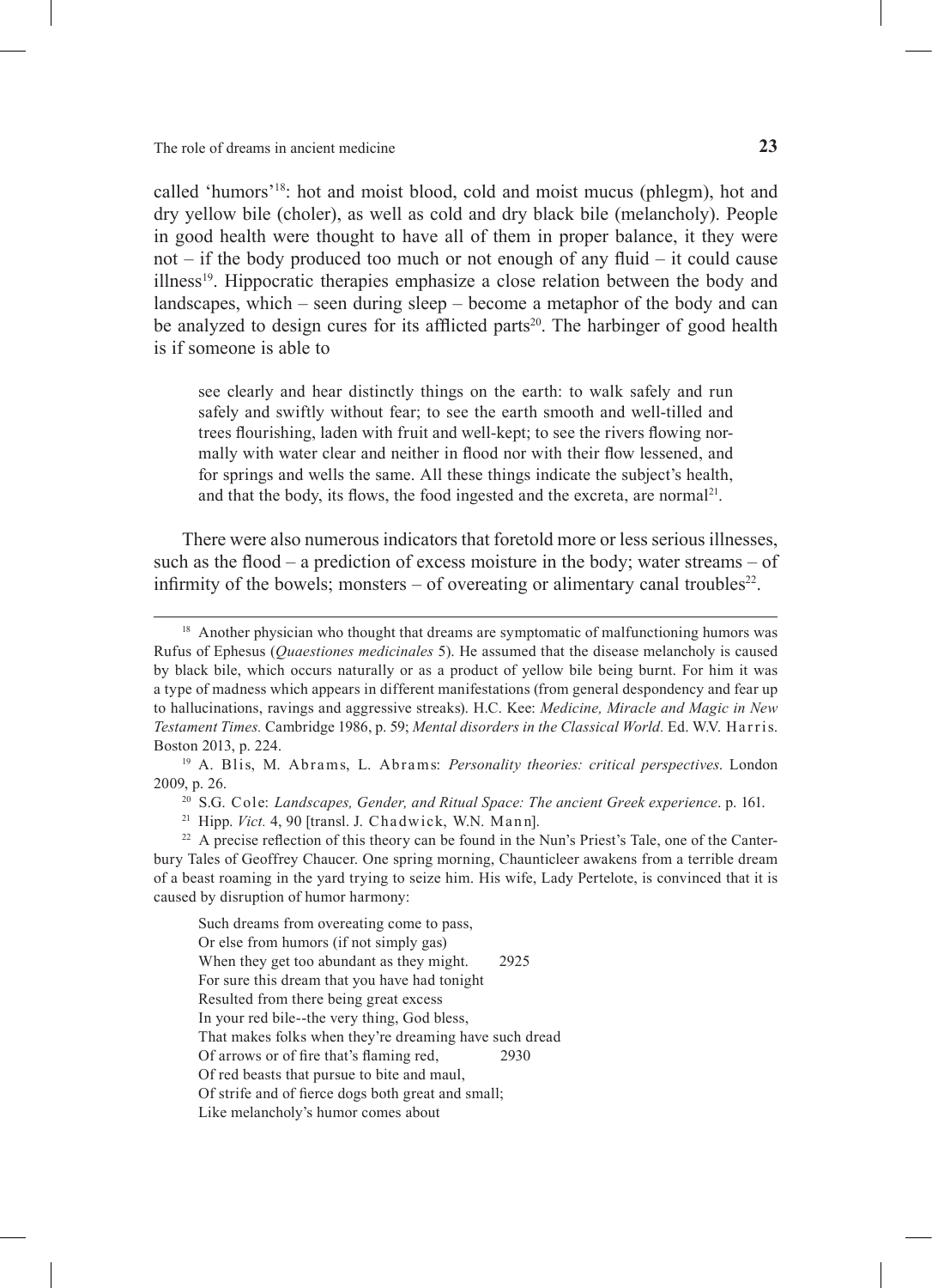called 'humors'[18]: hot and moist blood, cold and moist mucus (phlegm), hot and dry yellow bile (choler), as well as cold and dry black bile (melancholy). People in good health were thought to have all of them in proper balance, it they were not – if the body produced too much or not enough of any fluid – it could cause illness[19]. Hippocratic therapies emphasize a close relation between the body and landscapes, which – seen during sleep – become a metaphor of the body and can be analyzed to design cures for its afflicted parts[20]. The harbinger of good health is if someone is able to

> see clearly and hear distinctly things on the earth: to walk safely and run safely and swiftly without fear; to see the earth smooth and well-tilled and trees flourishing, laden with fruit and well-kept; to see the rivers flowing normally with water clear and neither in flood nor with their flow lessened, and for springs and wells the same. All these things indicate the subject's health, and that the body, its flows, the food ingested and the excreta, are normal[21].

There were also numerous indicators that foretold more or less serious illnesses, such as the flood – a prediction of excess moisture in the body; water streams – of infirmity of the bowels; monsters – of overeating or alimentary canal troubles[22].

---

[18] Another physician who thought that dreams are symptomatic of malfunctioning humors was Rufus of Ephesus (*Quaestiones medicinales* 5). He assumed that the disease melancholy is caused by black bile, which occurs naturally or as a product of yellow bile being burnt. For him it was a type of madness which appears in different manifestations (from general despondency and fear up to hallucinations, ravings and aggressive streaks). H.C. Kee: *Medicine, Miracle and Magic in New Testament Times.* Cambridge 1986, p. 59; *Mental disorders in the Classical World.* Ed. W.V. Harris. Boston 2013, p. 224.

[19] A. Blis, M. Abrams, L. Abrams: *Personality theories: critical perspectives*. London 2009, p. 26.

[20] S.G. Cole: *Landscapes, Gender, and Ritual Space: The ancient Greek experience*. p. 161.

[21] Hipp. *Vict.* 4, 90 [transl. J. Chadwick, W.N. Mann].

[22] A precise reflection of this theory can be found in the Nun's Priest's Tale, one of the Canterbury Tales of Geoffrey Chaucer. One spring morning, Chaunticleer awakens from a terrible dream of a beast roaming in the yard trying to seize him. His wife, Lady Pertelote, is convinced that it is caused by disruption of humor harmony:

> Such dreams from overeating come to pass,
> Or else from humors (if not simply gas)
> When they get too abundant as they might. 2925
> For sure this dream that you have had tonight
> Resulted from there being great excess
> In your red bile--the very thing, God bless,
> That makes folks when they're dreaming have such dread
> Of arrows or of fire that's flaming red, 2930
> Of red beasts that pursue to bite and maul,
> Of strife and of fierce dogs both great and small;
> Like melancholy's humor comes about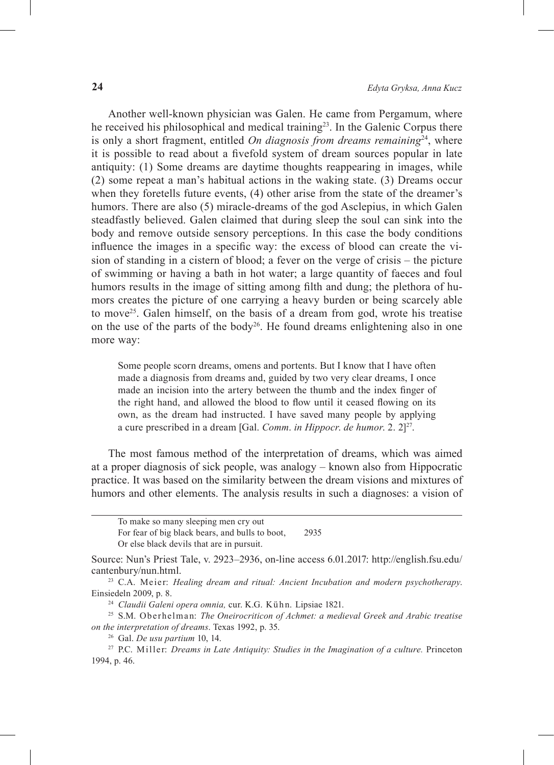Another well-known physician was Galen. He came from Pergamum, where he received his philosophical and medical training[23]. In the Galenic Corpus there is only a short fragment, entitled *On diagnosis from dreams remaining*[24], where it is possible to read about a fivefold system of dream sources popular in late antiquity: (1) Some dreams are daytime thoughts reappearing in images, while (2) some repeat a man's habitual actions in the waking state. (3) Dreams occur when they foretells future events, (4) other arise from the state of the dreamer's humors. There are also (5) miracle-dreams of the god Asclepius, in which Galen steadfastly believed. Galen claimed that during sleep the soul can sink into the body and remove outside sensory perceptions. In this case the body conditions influence the images in a specific way: the excess of blood can create the vision of standing in a cistern of blood; a fever on the verge of crisis – the picture of swimming or having a bath in hot water; a large quantity of faeces and foul humors results in the image of sitting among filth and dung; the plethora of humors creates the picture of one carrying a heavy burden or being scarcely able to move[25]. Galen himself, on the basis of a dream from god, wrote his treatise on the use of the parts of the body[26]. He found dreams enlightening also in one more way:

> Some people scorn dreams, omens and portents. But I know that I have often made a diagnosis from dreams and, guided by two very clear dreams, I once made an incision into the artery between the thumb and the index finger of the right hand, and allowed the blood to flow until it ceased flowing on its own, as the dream had instructed. I have saved many people by applying a cure prescribed in a dream [Gal. *Comm. in Hippocr. de humor.* 2. 2][27].

The most famous method of the interpretation of dreams, which was aimed at a proper diagnosis of sick people, was analogy – known also from Hippocratic practice. It was based on the similarity between the dream visions and mixtures of humors and other elements. The analysis results in such a diagnoses: a vision of

---

To make so many sleeping men cry out
For fear of big black bears, and bulls to boot, 2935
Or else black devils that are in pursuit.

Source: Nun's Priest Tale, v. 2923–2936, on-line access 6.01.2017: http://english.fsu.edu/cantenbury/nun.html.

[23] C.A. Meier: *Healing dream and ritual: Ancient Incubation and modern psychotherapy*. Einsiedeln 2009, p. 8.

[24] *Claudii Galeni opera omnia,* cur. K.G. Kühn. Lipsiae 1821.

[25] S.M. Oberhelman: *The Oneirocriticon of Achmet: a medieval Greek and Arabic treatise on the interpretation of dreams*. Texas 1992, p. 35.

[26] Gal. *De usu partium* 10, 14.

[27] P.C. Miller: *Dreams in Late Antiquity: Studies in the Imagination of a culture.* Princeton 1994, p. 46.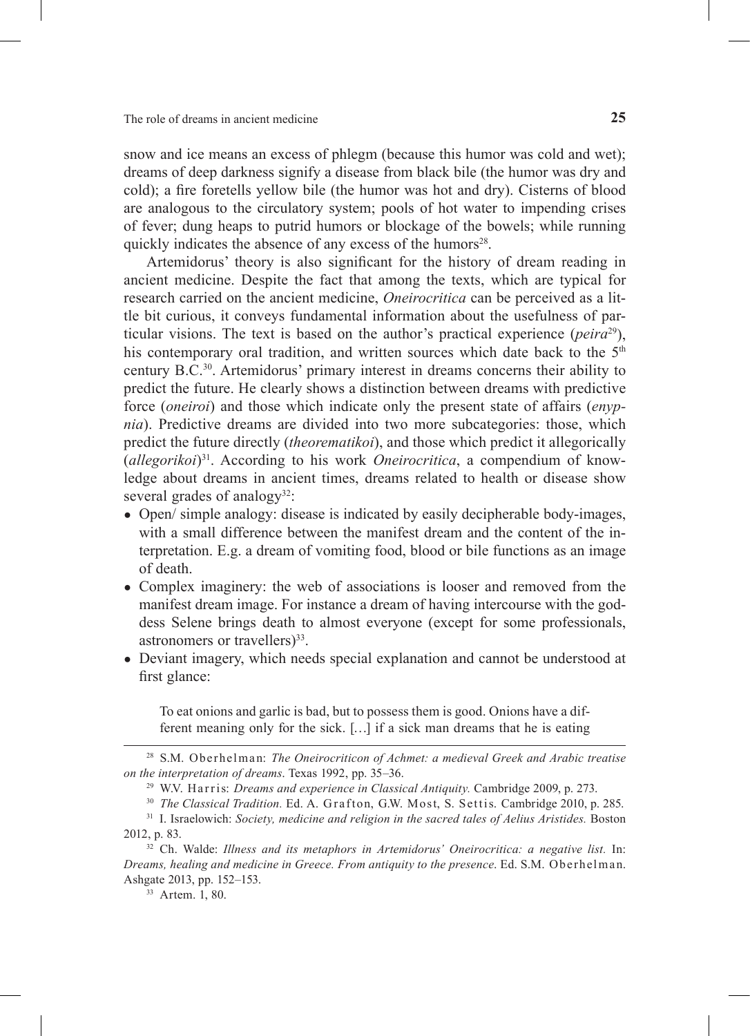snow and ice means an excess of phlegm (because this humor was cold and wet); dreams of deep darkness signify a disease from black bile (the humor was dry and cold); a fire foretells yellow bile (the humor was hot and dry). Cisterns of blood are analogous to the circulatory system; pools of hot water to impending crises of fever; dung heaps to putrid humors or blockage of the bowels; while running quickly indicates the absence of any excess of the humors[28].

Artemidorus' theory is also significant for the history of dream reading in ancient medicine. Despite the fact that among the texts, which are typical for research carried on the ancient medicine, *Oneirocritica* can be perceived as a little bit curious, it conveys fundamental information about the usefulness of particular visions. The text is based on the author's practical experience (*peira*[29]), his contemporary oral tradition, and written sources which date back to the 5th century B.C.[30]. Artemidorus' primary interest in dreams concerns their ability to predict the future. He clearly shows a distinction between dreams with predictive force (*oneiroi*) and those which indicate only the present state of affairs (*enypnia*). Predictive dreams are divided into two more subcategories: those, which predict the future directly (*theorematikoi*), and those which predict it allegorically (*allegorikoi*)[31]. According to his work *Oneirocritica*, a compendium of knowledge about dreams in ancient times, dreams related to health or disease show several grades of analogy[32]:

- Open/ simple analogy: disease is indicated by easily decipherable body-images, with a small difference between the manifest dream and the content of the interpretation. E.g. a dream of vomiting food, blood or bile functions as an image of death.
- Complex imaginery: the web of associations is looser and removed from the manifest dream image. For instance a dream of having intercourse with the goddess Selene brings death to almost everyone (except for some professionals, astronomers or travellers)[33].
- Deviant imagery, which needs special explanation and cannot be understood at first glance:

> To eat onions and garlic is bad, but to possess them is good. Onions have a different meaning only for the sick. […] if a sick man dreams that he is eating

---

[28] S.M. Oberhelman: *The Oneirocriticon of Achmet: a medieval Greek and Arabic treatise on the interpretation of dreams*. Texas 1992, pp. 35–36.

[29] W.V. Harris: *Dreams and experience in Classical Antiquity.* Cambridge 2009, p. 273.

[30] *The Classical Tradition.* Ed. A. Grafton, G.W. Most, S. Settis. Cambridge 2010, p. 285.

[31] I. Israelowich: *Society, medicine and religion in the sacred tales of Aelius Aristides.* Boston 2012, p. 83.

[32] Ch. Walde: *Illness and its metaphors in Artemidorus' Oneirocritica: a negative list.* In: *Dreams, healing and medicine in Greece. From antiquity to the presence*. Ed. S.M. Oberhelman. Ashgate 2013, pp. 152–153.

[33] Artem. 1, 80.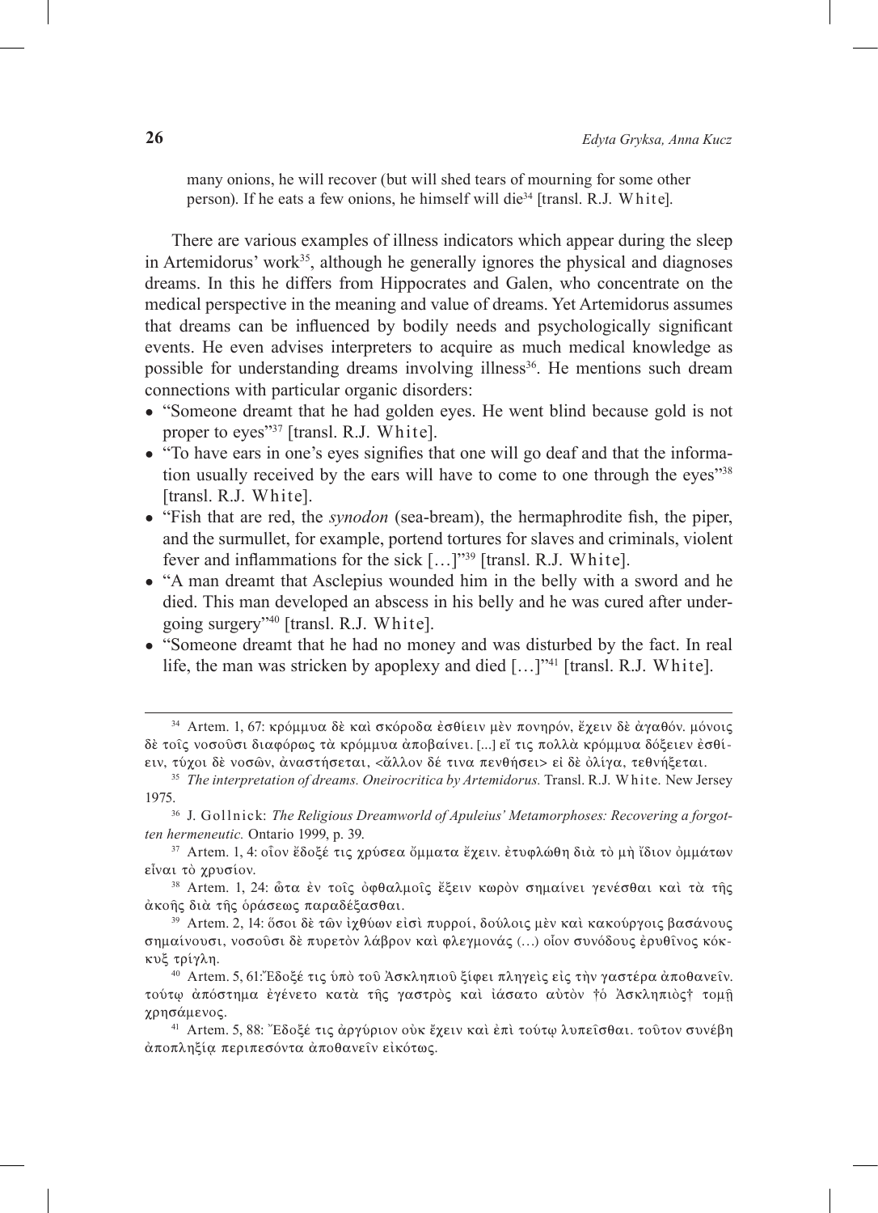many onions, he will recover (but will shed tears of mourning for some other person). If he eats a few onions, he himself will die[34] [transl. R.J. White].

There are various examples of illness indicators which appear during the sleep in Artemidorus' work[35], although he generally ignores the physical and diagnoses dreams. In this he differs from Hippocrates and Galen, who concentrate on the medical perspective in the meaning and value of dreams. Yet Artemidorus assumes that dreams can be influenced by bodily needs and psychologically significant events. He even advises interpreters to acquire as much medical knowledge as possible for understanding dreams involving illness[36]. He mentions such dream connections with particular organic disorders:

- "Someone dreamt that he had golden eyes. He went blind because gold is not proper to eyes"[37] [transl. R.J. White].
- "To have ears in one's eyes signifies that one will go deaf and that the information usually received by the ears will have to come to one through the eyes"[38] [transl. R.J. White].
- "Fish that are red, the *synodon* (sea-bream), the hermaphrodite fish, the piper, and the surmullet, for example, portend tortures for slaves and criminals, violent fever and inflammations for the sick […]"[39] [transl. R.J. White].
- "A man dreamt that Asclepius wounded him in the belly with a sword and he died. This man developed an abscess in his belly and he was cured after undergoing surgery"[40] [transl. R.J. White].
- "Someone dreamt that he had no money and was disturbed by the fact. In real life, the man was stricken by apoplexy and died […]"[41] [transl. R.J. White].

---

[34] Artem. 1, 67: κρόμμυα δὲ καὶ σκόροδα ἐσθίειν μὲν πονηρόν, ἔχειν δὲ ἀγαθόν. μόνοις δὲ τοῖς νοσοῦσι διαφόρως τὰ κρόμμυα ἀποβαίνει. [...] εἴ τις πολλὰ κρόμμυα δόξειεν ἐσθίειν, τύχοι δὲ νοσῶν, ἀναστήσεται, <ἄλλον δέ τινα πενθήσει> εἰ δὲ ὀλίγα, τεθνήξεται.

[35] *The interpretation of dreams. Oneirocritica by Artemidorus.* Transl. R.J. White. New Jersey 1975.

[36] J. Gollnick: *The Religious Dreamworld of Apuleius' Metamorphoses: Recovering a forgotten hermeneutic.* Ontario 1999, p. 39.

[37] Artem. 1, 4: οἷον ἔδοξέ τις χρύσεα ὄμματα ἔχειν. ἐτυφλώθη διὰ τὸ μὴ ἴδιον ὀμμάτων εἶναι τὸ χρυσίον.

[38] Artem. 1, 24: ὦτα ἐν τοῖς ὀφθαλμοῖς ἔξειν κωρὸν σημαίνει γενέσθαι καὶ τὰ τῆς ἀκοῆς διὰ τῆς ὁράσεως παραδέξασθαι.

[39] Artem. 2, 14: ὅσοι δὲ τῶν ἰχθύων εἰσὶ πυρροί, δούλοις μὲν καὶ κακούργοις βασάνους σημαίνουσι, νοσοῦσι δὲ πυρετὸν λάβρον καὶ φλεγμονάς (…) οἷον συνόδους ἐρυθῖνος κόκκυξ τρίγλη.

[40] Artem. 5, 61:Ἔδοξέ τις ὑπὸ τοῦ Ἀσκληπιοῦ ξίφει πληγεὶς εἰς τὴν γαστέρα ἀποθανεῖν. τούτῳ ἀπόστημα ἐγένετο κατὰ τῆς γαστρὸς καὶ ἰάσατο αὐτὸν †ὁ Ἀσκληπιὸς† τομῇ χρησάμενος.

[41] Artem. 5, 88: Ἔδοξέ τις ἀργύριον οὐκ ἔχειν καὶ ἐπὶ τούτῳ λυπεῖσθαι. τοῦτον συνέβη ἀποπληξίᾳ περιπεσόντα ἀποθανεῖν εἰκότως.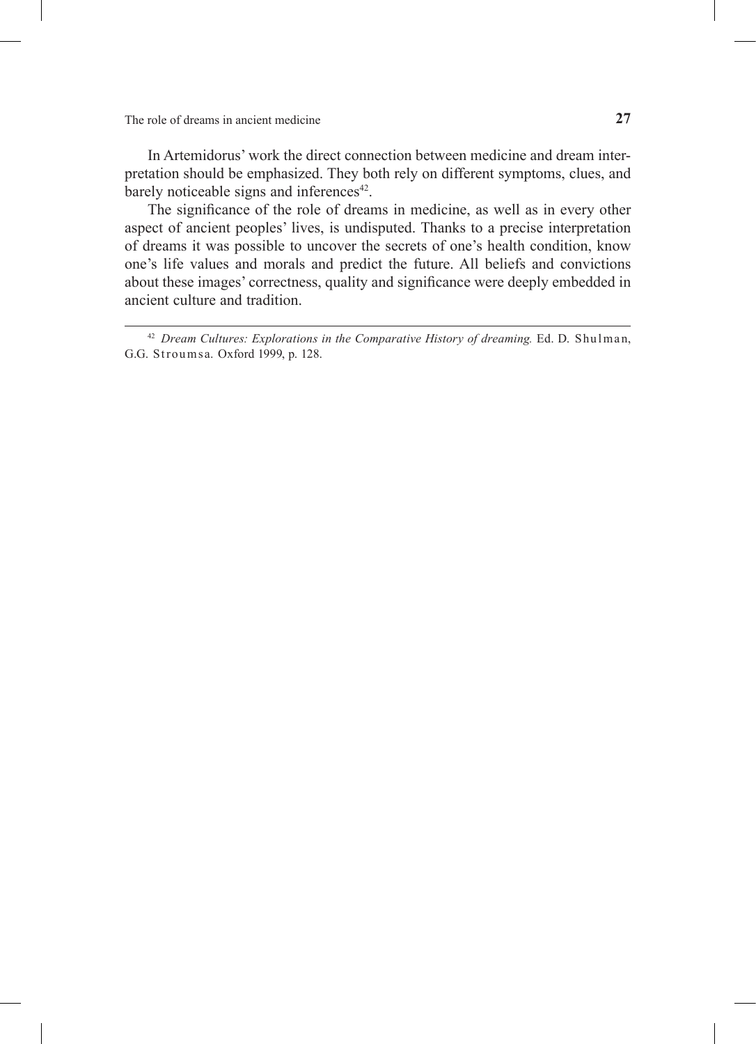In Artemidorus' work the direct connection between medicine and dream interpretation should be emphasized. They both rely on different symptoms, clues, and barely noticeable signs and inferences[42].

The significance of the role of dreams in medicine, as well as in every other aspect of ancient peoples' lives, is undisputed. Thanks to a precise interpretation of dreams it was possible to uncover the secrets of one's health condition, know one's life values and morals and predict the future. All beliefs and convictions about these images' correctness, quality and significance were deeply embedded in ancient culture and tradition.

---

[42] *Dream Cultures: Explorations in the Comparative History of dreaming.* Ed. D. Shulman, G.G. Stroumsa. Oxford 1999, p. 128.